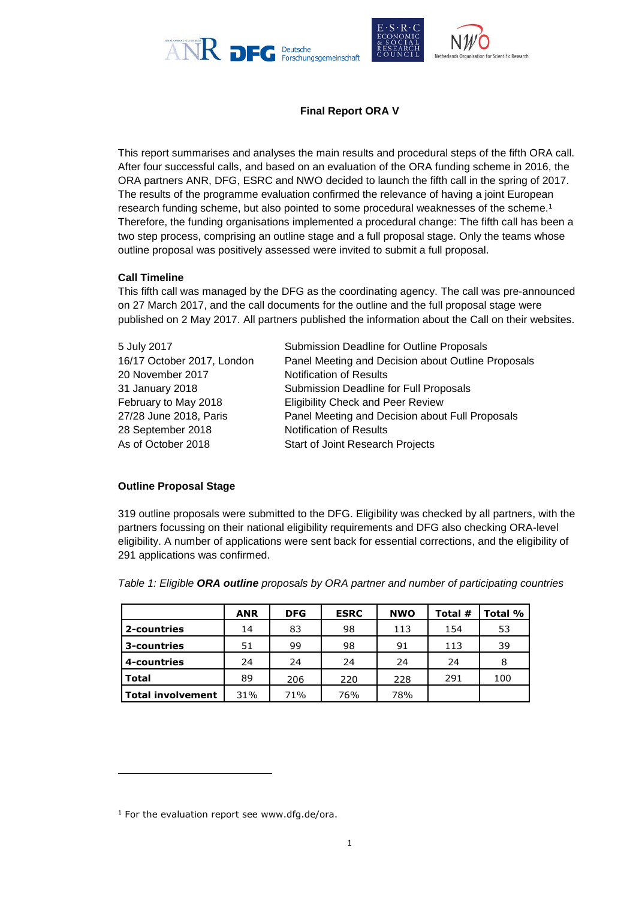# Final Report ORA V

This report summarises and analyses the main results and procedural steps of the fifth ORA call. After four successful calls, and based on an evaluation of the ORA funding scheme in 2016, the ORA partners ANR, DFG, ESRC and NWO decided to launch the fifth call in the spring of 2017. The results of the programme evaluation confirmed the relevance of having a joint European research funding scheme, but also pointed to some procedural weaknesses of the scheme.[1] Therefore, the funding organisations implemented a procedural change: The fifth call has been a two step process, comprising an outline stage and a full proposal stage. Only the teams whose outline proposal was positively assessed were invited to submit a full proposal.

## Call Timeline

This fifth call was managed by the DFG as the coordinating agency. The call was pre-announced on 27 March 2017, and the call documents for the outline and the full proposal stage were published on 2 May 2017. All partners published the information about the Call on their websites.

| | |
|---|---|
| 5 July 2017 | Submission Deadline for Outline Proposals |
| 16/17 October 2017, London | Panel Meeting and Decision about Outline Proposals |
| 20 November 2017 | Notification of Results |
| 31 January 2018 | Submission Deadline for Full Proposals |
| February to May 2018 | Eligibility Check and Peer Review |
| 27/28 June 2018, Paris | Panel Meeting and Decision about Full Proposals |
| 28 September 2018 | Notification of Results |
| As of October 2018 | Start of Joint Research Projects |

## Outline Proposal Stage

319 outline proposals were submitted to the DFG. Eligibility was checked by all partners, with the partners focussing on their national eligibility requirements and DFG also checking ORA-level eligibility. A number of applications were sent back for essential corrections, and the eligibility of 291 applications was confirmed.

*Table 1: Eligible **ORA outline** proposals by ORA partner and number of participating countries*

| | ANR | DFG | ESRC | NWO | Total # | Total % |
|---|---|---|---|---|---|---|
| **2-countries** | 14 | 83 | 98 | 113 | 154 | 53 |
| **3-countries** | 51 | 99 | 98 | 91 | 113 | 39 |
| **4-countries** | 24 | 24 | 24 | 24 | 24 | 8 |
| **Total** | 89 | 206 | 220 | 228 | 291 | 100 |
| **Total involvement** | 31% | 71% | 76% | 78% | | |

[1] For the evaluation report see www.dfg.de/ora.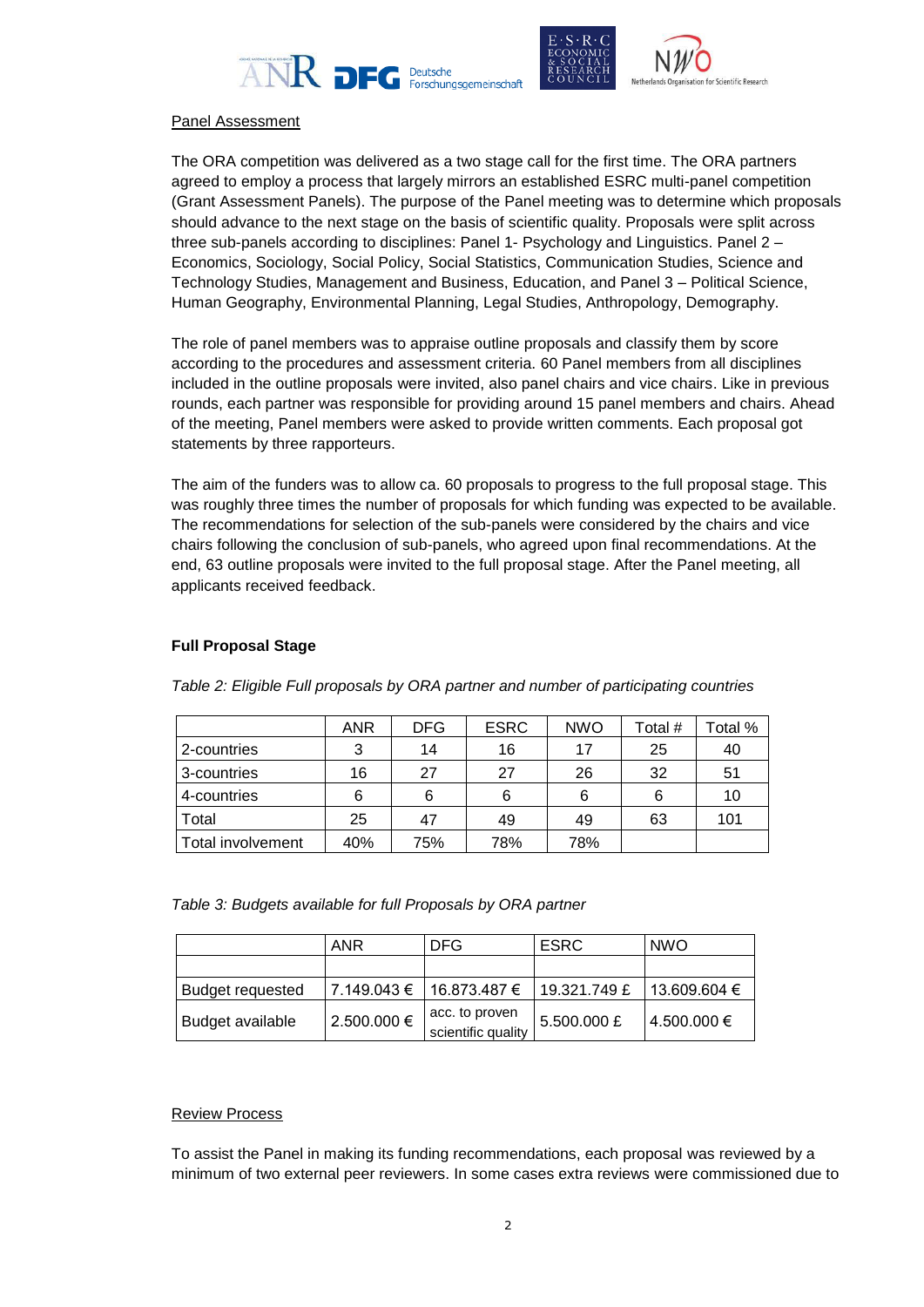Panel Assessment

The ORA competition was delivered as a two stage call for the first time. The ORA partners agreed to employ a process that largely mirrors an established ESRC multi-panel competition (Grant Assessment Panels). The purpose of the Panel meeting was to determine which proposals should advance to the next stage on the basis of scientific quality. Proposals were split across three sub-panels according to disciplines: Panel 1- Psychology and Linguistics. Panel 2 – Economics, Sociology, Social Policy, Social Statistics, Communication Studies, Science and Technology Studies, Management and Business, Education, and Panel 3 – Political Science, Human Geography, Environmental Planning, Legal Studies, Anthropology, Demography.

The role of panel members was to appraise outline proposals and classify them by score according to the procedures and assessment criteria. 60 Panel members from all disciplines included in the outline proposals were invited, also panel chairs and vice chairs. Like in previous rounds, each partner was responsible for providing around 15 panel members and chairs. Ahead of the meeting, Panel members were asked to provide written comments. Each proposal got statements by three rapporteurs.

The aim of the funders was to allow ca. 60 proposals to progress to the full proposal stage. This was roughly three times the number of proposals for which funding was expected to be available. The recommendations for selection of the sub-panels were considered by the chairs and vice chairs following the conclusion of sub-panels, who agreed upon final recommendations. At the end, 63 outline proposals were invited to the full proposal stage. After the Panel meeting, all applicants received feedback.

**Full Proposal Stage**

*Table 2: Eligible Full proposals by ORA partner and number of participating countries*

| | ANR | DFG | ESRC | NWO | Total # | Total % |
|---|---|---|---|---|---|---|
| 2-countries | 3 | 14 | 16 | 17 | 25 | 40 |
| 3-countries | 16 | 27 | 27 | 26 | 32 | 51 |
| 4-countries | 6 | 6 | 6 | 6 | 6 | 10 |
| Total | 25 | 47 | 49 | 49 | 63 | 101 |
| Total involvement | 40% | 75% | 78% | 78% | | |

*Table 3: Budgets available for full Proposals by ORA partner*

| | ANR | DFG | ESRC | NWO |
|---|---|---|---|---|
| | | | | |
| Budget requested | 7.149.043 € | 16.873.487 € | 19.321.749 £ | 13.609.604 € |
| Budget available | 2.500.000 € | acc. to proven scientific quality | 5.500.000 £ | 4.500.000 € |

Review Process

To assist the Panel in making its funding recommendations, each proposal was reviewed by a minimum of two external peer reviewers. In some cases extra reviews were commissioned due to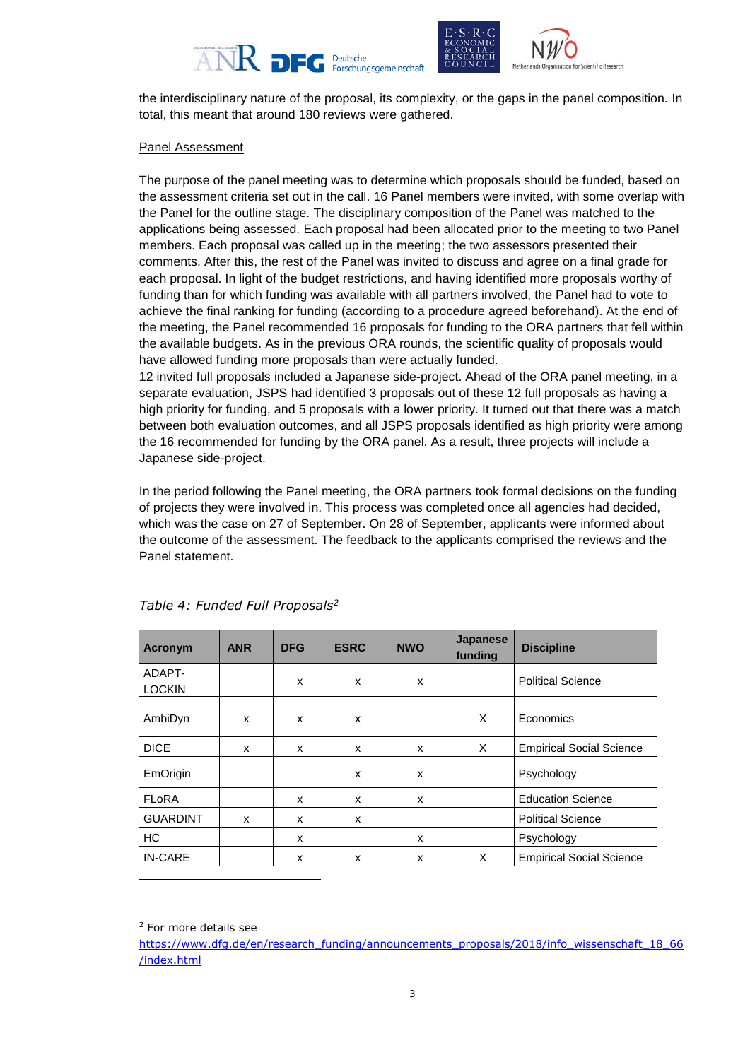the interdisciplinary nature of the proposal, its complexity, or the gaps in the panel composition. In total, this meant that around 180 reviews were gathered.

Panel Assessment

The purpose of the panel meeting was to determine which proposals should be funded, based on the assessment criteria set out in the call. 16 Panel members were invited, with some overlap with the Panel for the outline stage. The disciplinary composition of the Panel was matched to the applications being assessed. Each proposal had been allocated prior to the meeting to two Panel members. Each proposal was called up in the meeting; the two assessors presented their comments. After this, the rest of the Panel was invited to discuss and agree on a final grade for each proposal. In light of the budget restrictions, and having identified more proposals worthy of funding than for which funding was available with all partners involved, the Panel had to vote to achieve the final ranking for funding (according to a procedure agreed beforehand). At the end of the meeting, the Panel recommended 16 proposals for funding to the ORA partners that fell within the available budgets. As in the previous ORA rounds, the scientific quality of proposals would have allowed funding more proposals than were actually funded.
12 invited full proposals included a Japanese side-project. Ahead of the ORA panel meeting, in a separate evaluation, JSPS had identified 3 proposals out of these 12 full proposals as having a high priority for funding, and 5 proposals with a lower priority. It turned out that there was a match between both evaluation outcomes, and all JSPS proposals identified as high priority were among the 16 recommended for funding by the ORA panel. As a result, three projects will include a Japanese side-project.

In the period following the Panel meeting, the ORA partners took formal decisions on the funding of projects they were involved in. This process was completed once all agencies had decided, which was the case on 27 of September. On 28 of September, applicants were informed about the outcome of the assessment. The feedback to the applicants comprised the reviews and the Panel statement.

*Table 4: Funded Full Proposals*[2]

| Acronym | ANR | DFG | ESRC | NWO | Japanese funding | Discipline |
|---|---|---|---|---|---|---|
| ADAPT-LOCKIN | | x | x | x | | Political Science |
| AmbiDyn | x | x | x | | X | Economics |
| DICE | x | x | x | x | X | Empirical Social Science |
| EmOrigin | | | x | x | | Psychology |
| FLoRA | | x | x | x | | Education Science |
| GUARDINT | x | x | x | | | Political Science |
| HC | | x | | x | | Psychology |
| IN-CARE | | x | x | x | X | Empirical Social Science |

[2] For more details see https://www.dfg.de/en/research_funding/announcements_proposals/2018/info_wissenschaft_18_66/index.html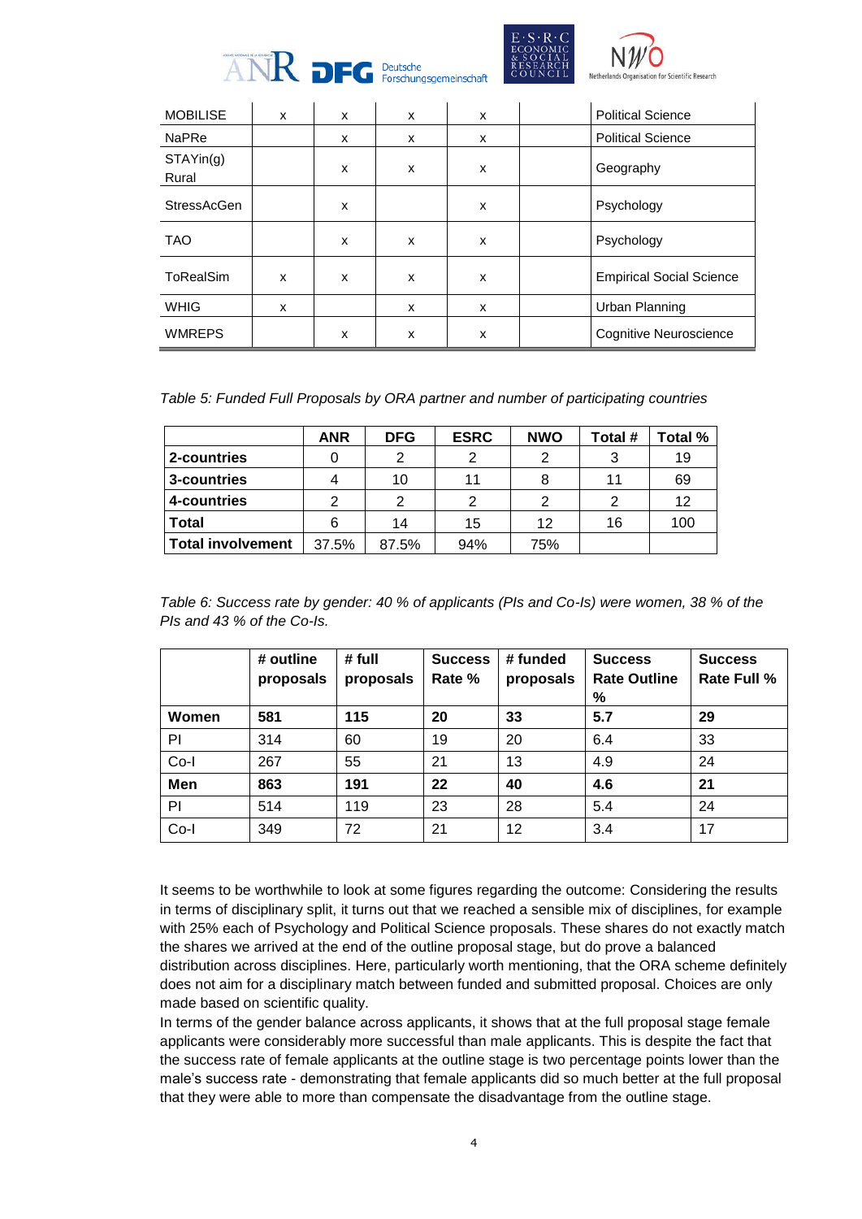| | | | | | | |
|---|---|---|---|---|---|---|
| MOBILISE | x | x | x | x | | Political Science |
| NaPRe | | x | x | x | | Political Science |
| STAYin(g) Rural | | x | x | x | | Geography |
| StressAcGen | | x | | x | | Psychology |
| TAO | | x | x | x | | Psychology |
| ToRealSim | x | x | x | x | | Empirical Social Science |
| WHIG | x | | x | x | | Urban Planning |
| WMREPS | | x | x | x | | Cognitive Neuroscience |

*Table 5: Funded Full Proposals by ORA partner and number of participating countries*

| | ANR | DFG | ESRC | NWO | Total # | Total % |
|---|---|---|---|---|---|---|
| **2-countries** | 0 | 2 | 2 | 2 | 3 | 19 |
| **3-countries** | 4 | 10 | 11 | 8 | 11 | 69 |
| **4-countries** | 2 | 2 | 2 | 2 | 2 | 12 |
| **Total** | 6 | 14 | 15 | 12 | 16 | 100 |
| **Total involvement** | 37.5% | 87.5% | 94% | 75% | | |

*Table 6: Success rate by gender: 40 % of applicants (PIs and Co-Is) were women, 38 % of the PIs and 43 % of the Co-Is.*

| | # outline proposals | # full proposals | Success Rate % | # funded proposals | Success Rate Outline % | Success Rate Full % |
|---|---|---|---|---|---|---|
| **Women** | **581** | **115** | **20** | **33** | **5.7** | **29** |
| PI | 314 | 60 | 19 | 20 | 6.4 | 33 |
| Co-I | 267 | 55 | 21 | 13 | 4.9 | 24 |
| **Men** | **863** | **191** | **22** | **40** | **4.6** | **21** |
| PI | 514 | 119 | 23 | 28 | 5.4 | 24 |
| Co-I | 349 | 72 | 21 | 12 | 3.4 | 17 |

It seems to be worthwhile to look at some figures regarding the outcome: Considering the results in terms of disciplinary split, it turns out that we reached a sensible mix of disciplines, for example with 25% each of Psychology and Political Science proposals. These shares do not exactly match the shares we arrived at the end of the outline proposal stage, but do prove a balanced distribution across disciplines. Here, particularly worth mentioning, that the ORA scheme definitely does not aim for a disciplinary match between funded and submitted proposal. Choices are only made based on scientific quality.

In terms of the gender balance across applicants, it shows that at the full proposal stage female applicants were considerably more successful than male applicants. This is despite the fact that the success rate of female applicants at the outline stage is two percentage points lower than the male's success rate - demonstrating that female applicants did so much better at the full proposal that they were able to more than compensate the disadvantage from the outline stage.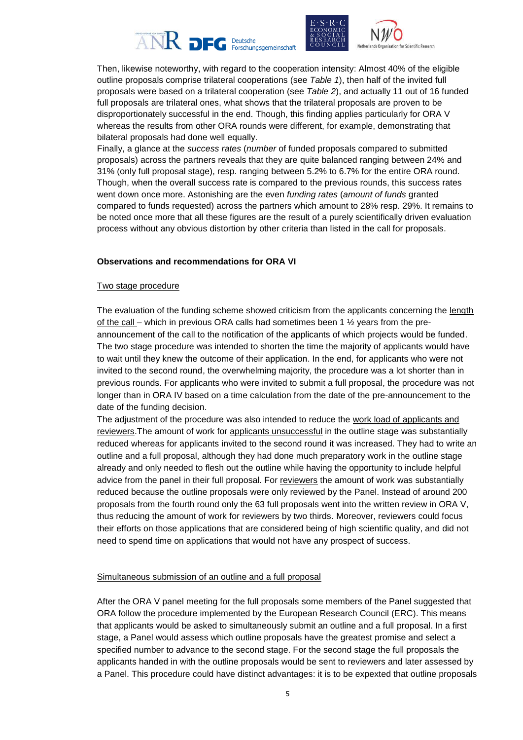Then, likewise noteworthy, with regard to the cooperation intensity: Almost 40% of the eligible outline proposals comprise trilateral cooperations (see *Table 1*), then half of the invited full proposals were based on a trilateral cooperation (see *Table 2*), and actually 11 out of 16 funded full proposals are trilateral ones, what shows that the trilateral proposals are proven to be disproportionately successful in the end. Though, this finding applies particularly for ORA V whereas the results from other ORA rounds were different, for example, demonstrating that bilateral proposals had done well equally.

Finally, a glance at the *success rates* (*number* of funded proposals compared to submitted proposals) across the partners reveals that they are quite balanced ranging between 24% and 31% (only full proposal stage), resp. ranging between 5.2% to 6.7% for the entire ORA round. Though, when the overall success rate is compared to the previous rounds, this success rates went down once more. Astonishing are the even *funding rates* (*amount of funds* granted compared to funds requested) across the partners which amount to 28% resp. 29%. It remains to be noted once more that all these figures are the result of a purely scientifically driven evaluation process without any obvious distortion by other criteria than listed in the call for proposals.

**Observations and recommendations for ORA VI**

Two stage procedure

The evaluation of the funding scheme showed criticism from the applicants concerning the length of the call – which in previous ORA calls had sometimes been 1 ½ years from the pre-announcement of the call to the notification of the applicants of which projects would be funded. The two stage procedure was intended to shorten the time the majority of applicants would have to wait until they knew the outcome of their application. In the end, for applicants who were not invited to the second round, the overwhelming majority, the procedure was a lot shorter than in previous rounds. For applicants who were invited to submit a full proposal, the procedure was not longer than in ORA IV based on a time calculation from the date of the pre-announcement to the date of the funding decision.

The adjustment of the procedure was also intended to reduce the work load of applicants and reviewers. The amount of work for applicants unsuccessful in the outline stage was substantially reduced whereas for applicants invited to the second round it was increased. They had to write an outline and a full proposal, although they had done much preparatory work in the outline stage already and only needed to flesh out the outline while having the opportunity to include helpful advice from the panel in their full proposal. For reviewers the amount of work was substantially reduced because the outline proposals were only reviewed by the Panel. Instead of around 200 proposals from the fourth round only the 63 full proposals went into the written review in ORA V, thus reducing the amount of work for reviewers by two thirds. Moreover, reviewers could focus their efforts on those applications that are considered being of high scientific quality, and did not need to spend time on applications that would not have any prospect of success.

Simultaneous submission of an outline and a full proposal

After the ORA V panel meeting for the full proposals some members of the Panel suggested that ORA follow the procedure implemented by the European Research Council (ERC). This means that applicants would be asked to simultaneously submit an outline and a full proposal. In a first stage, a Panel would assess which outline proposals have the greatest promise and select a specified number to advance to the second stage. For the second stage the full proposals the applicants handed in with the outline proposals would be sent to reviewers and later assessed by a Panel. This procedure could have distinct advantages: it is to be expexted that outline proposals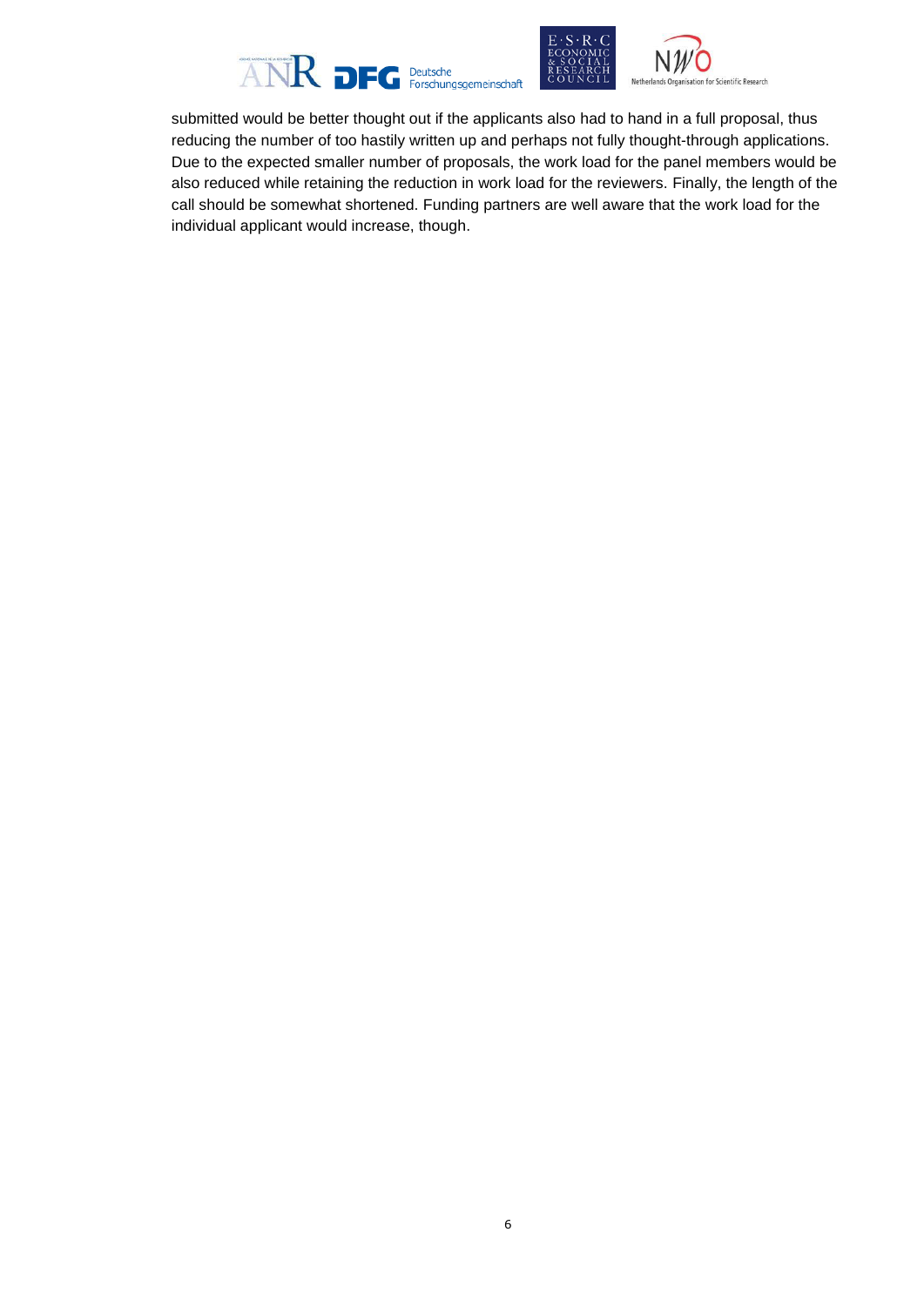submitted would be better thought out if the applicants also had to hand in a full proposal, thus reducing the number of too hastily written up and perhaps not fully thought-through applications. Due to the expected smaller number of proposals, the work load for the panel members would be also reduced while retaining the reduction in work load for the reviewers. Finally, the length of the call should be somewhat shortened. Funding partners are well aware that the work load for the individual applicant would increase, though.